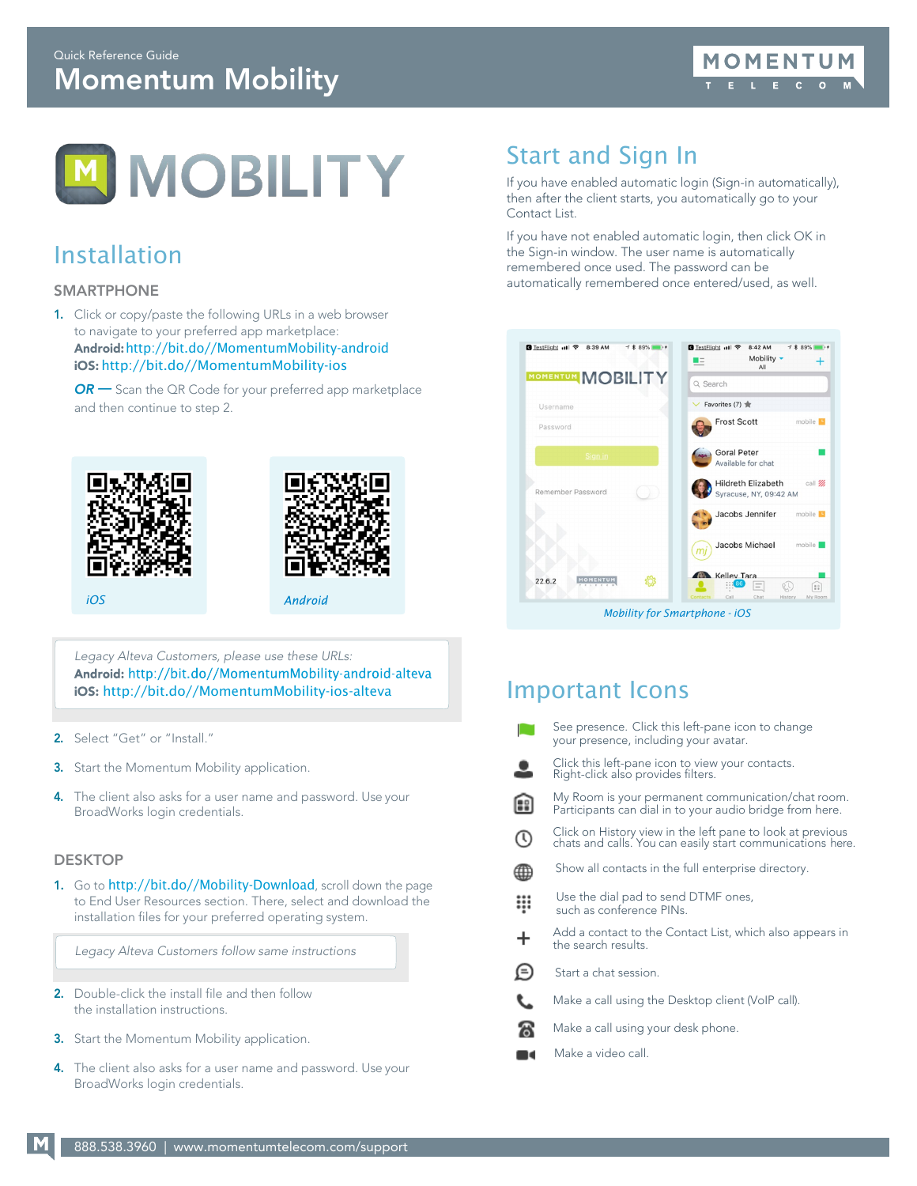Quick Reference Guide

# Momentum Mobility

MOBILITY

## Installation

### SMARTPHONE

1. Click or copy/paste the following URLs in a web browser to navigate to your preferred app marketplace:
   **Android:** http://bit.do//MomentumMobility-android
   **iOS:** http://bit.do//MomentumMobility-ios

   *OR* — Scan the QR Code for your preferred app marketplace and then continue to step 2.

   *iOS*

   *Android*

> *Legacy Alteva Customers, please use these URLs:*
> **Android:** http://bit.do//MomentumMobility-android-alteva
> **iOS:** http://bit.do//MomentumMobility-ios-alteva

2. Select "Get" or "Install."
3. Start the Momentum Mobility application.
4. The client also asks for a user name and password. Use your BroadWorks login credentials.

### DESKTOP

1. Go to http://bit.do//Mobility-Download, scroll down the page to End User Resources section. There, select and download the installation files for your preferred operating system.

> *Legacy Alteva Customers follow same instructions*

2. Double-click the install file and then follow the installation instructions.
3. Start the Momentum Mobility application.
4. The client also asks for a user name and password. Use your BroadWorks login credentials.

## Start and Sign In

If you have enabled automatic login (Sign-in automatically), then after the client starts, you automatically go to your Contact List.

If you have not enabled automatic login, then click OK in the Sign-in window. The user name is automatically remembered once used. The password can be automatically remembered once entered/used, as well.

*Mobility for Smartphone - iOS*

## Important Icons

- See presence. Click this left-pane icon to change your presence, including your avatar.
- Click this left-pane icon to view your contacts. Right-click also provides filters.
- My Room is your permanent communication/chat room. Participants can dial in to your audio bridge from here.
- Click on History view in the left pane to look at previous chats and calls. You can easily start communications here.
- Show all contacts in the full enterprise directory.
- Use the dial pad to send DTMF ones, such as conference PINs.
- Add a contact to the Contact List, which also appears in the search results.
- Start a chat session.
- Make a call using the Desktop client (VoIP call).
- Make a call using your desk phone.
- Make a video call.

888.538.3960 | www.momentumtelecom.com/support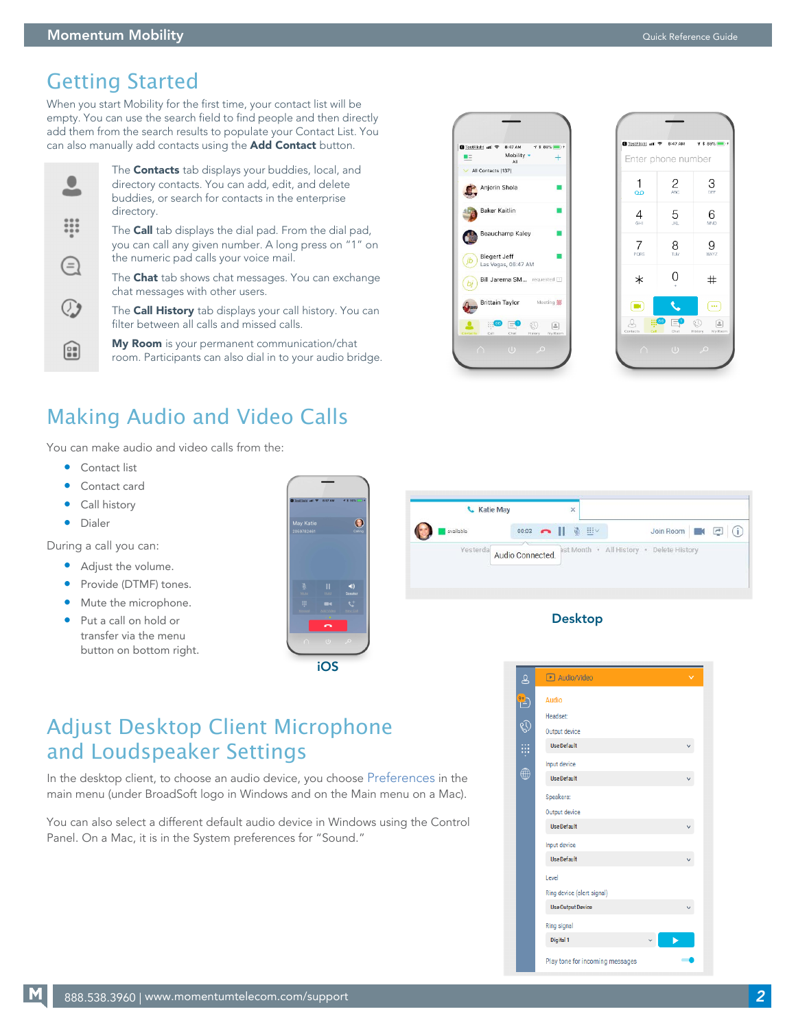## Getting Started

When you start Mobility for the first time, your contact list will be empty. You can use the search field to find people and then directly add them from the search results to populate your Contact List. You can also manually add contacts using the **Add Contact** button.

The **Contacts** tab displays your buddies, local, and directory contacts. You can add, edit, and delete buddies, or search for contacts in the enterprise directory.

The **Call** tab displays the dial pad. From the dial pad, you can call any given number. A long press on "1" on the numeric pad calls your voice mail.

The **Chat** tab shows chat messages. You can exchange chat messages with other users.

The **Call History** tab displays your call history. You can filter between all calls and missed calls.

**My Room** is your permanent communication/chat room. Participants can also dial in to your audio bridge.

## Making Audio and Video Calls

You can make audio and video calls from the:

- Contact list
- Contact card
- Call history
- Dialer

During a call you can:

- Adjust the volume.
- Provide (DTMF) tones.
- Mute the microphone.
- Put a call on hold or transfer via the menu button on bottom right.

iOS

Desktop

## Adjust Desktop Client Microphone and Loudspeaker Settings

In the desktop client, to choose an audio device, you choose Preferences in the main menu (under BroadSoft logo in Windows and on the Main menu on a Mac).

You can also select a different default audio device in Windows using the Control Panel. On a Mac, it is in the System preferences for "Sound."